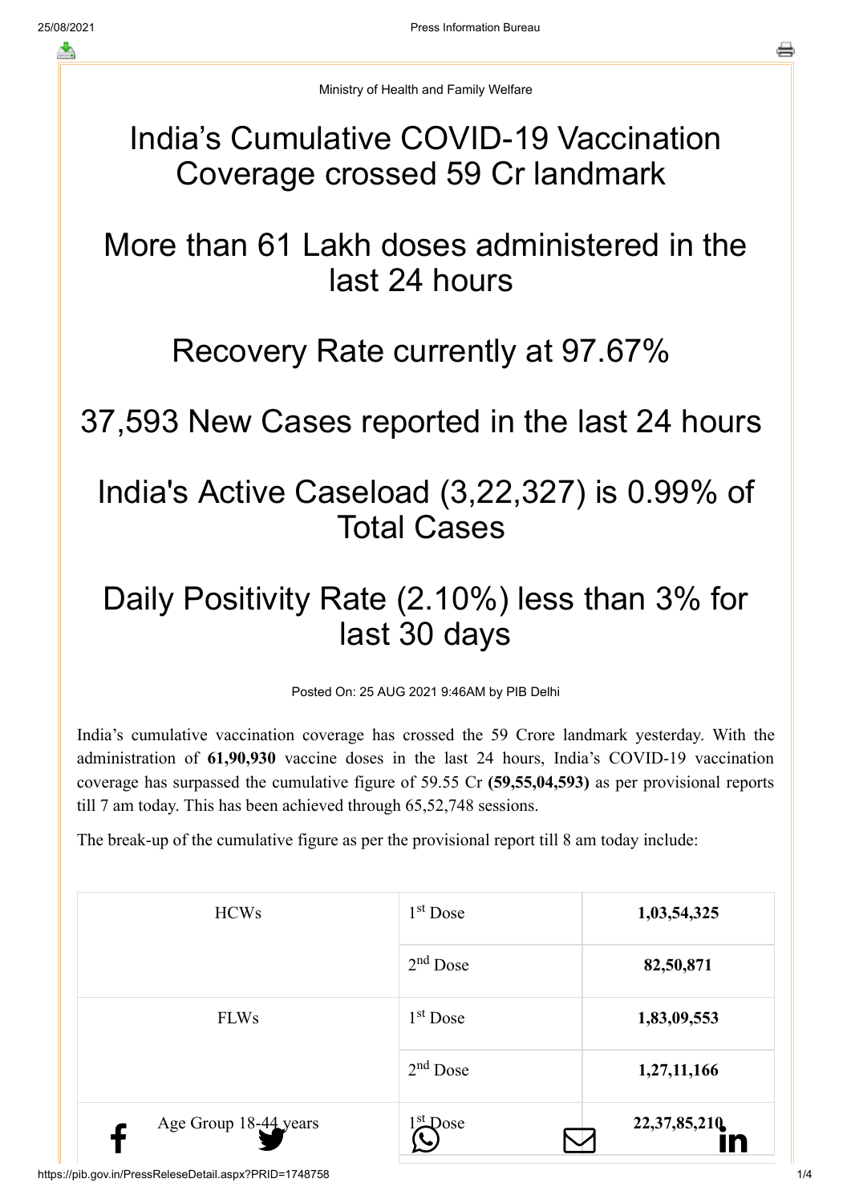Ministry of Health and Family Welfare

# India's Cumulative COVID-19 Vaccination Coverage crossed 59 Cr landmark

# More than 61 Lakh doses administered in the last 24 hours

# Recovery Rate currently at 97.67%

# 37,593 New Cases reported in the last 24 hours

# India's Active Caseload (3,22,327) is 0.99% of Total Cases

# Daily Positivity Rate (2.10%) less than 3% for last 30 days

Posted On: 25 AUG 2021 9:46AM by PIB Delhi

India's cumulative vaccination coverage has crossed the 59 Crore landmark yesterday. With the administration of **61,90,930** vaccine doses in the last 24 hours, India's COVID-19 vaccination coverage has surpassed the cumulative figure of 59.55 Cr **(59,55,04,593)** as per provisional reports till 7 am today. This has been achieved through 65,52,748 sessions.

The break-up of the cumulative figure as per the provisional report till 8 am today include:

| | | |
|---|---|---|
| HCWs | 1st Dose | **1,03,54,325** |
| | 2nd Dose | **82,50,871** |
| FLWs | 1st Dose | **1,83,09,553** |
| | 2nd Dose | **1,27,11,166** |
| Age Group 18-44 years | 1st Dose | **22,37,85,210** |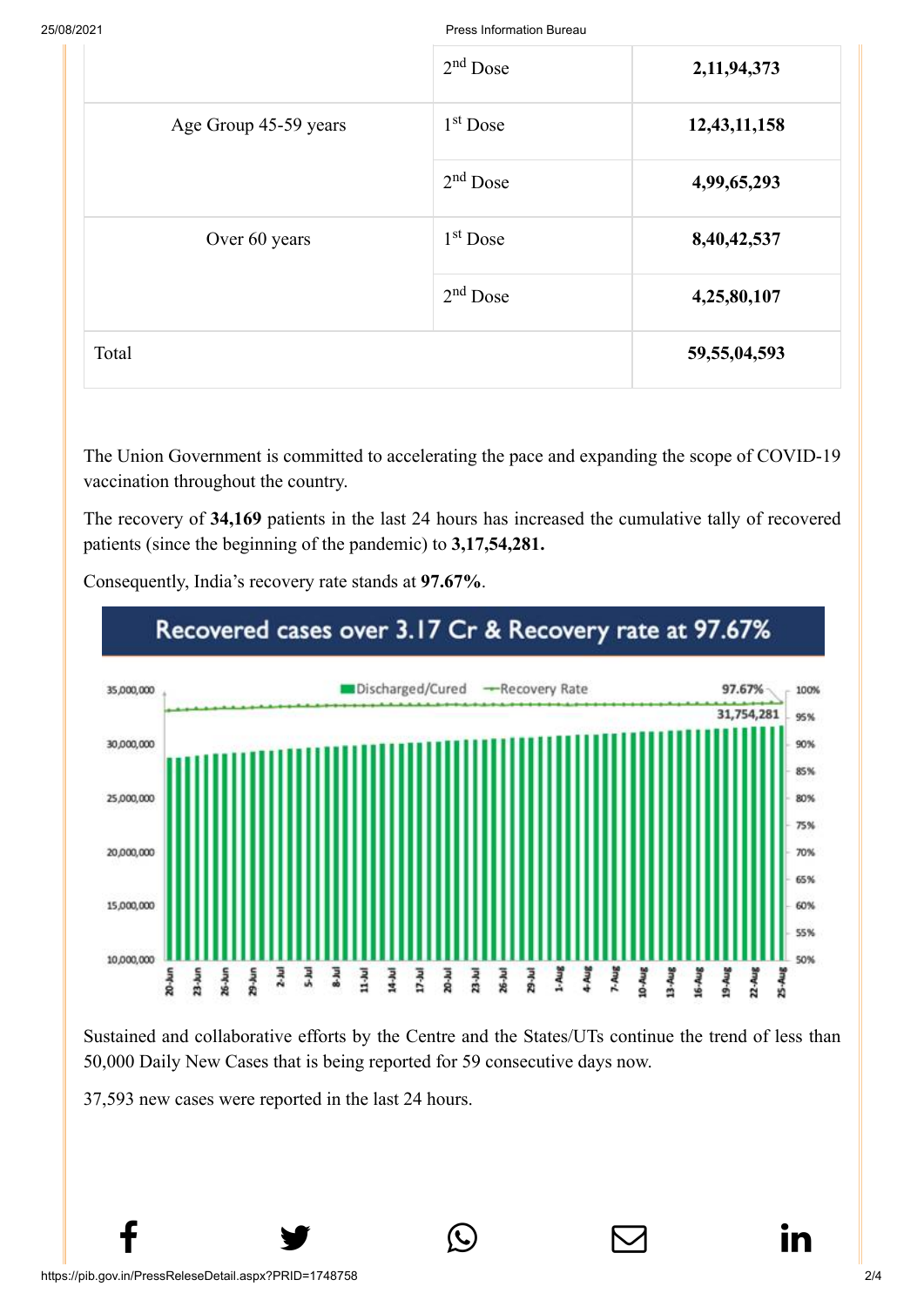| | | |
|---|---|---|
| | 2nd Dose | **2,11,94,373** |
| Age Group 45-59 years | 1st Dose | **12,43,11,158** |
| | 2nd Dose | **4,99,65,293** |
| Over 60 years | 1st Dose | **8,40,42,537** |
| | 2nd Dose | **4,25,80,107** |
| Total | | **59,55,04,593** |

The Union Government is committed to accelerating the pace and expanding the scope of COVID-19 vaccination throughout the country.

The recovery of **34,169** patients in the last 24 hours has increased the cumulative tally of recovered patients (since the beginning of the pandemic) to **3,17,54,281.**

Consequently, India's recovery rate stands at **97.67%**.

**Recovered cases over 3.17 Cr & Recovery rate at 97.67%**

Sustained and collaborative efforts by the Centre and the States/UTs continue the trend of less than 50,000 Daily New Cases that is being reported for 59 consecutive days now.

37,593 new cases were reported in the last 24 hours.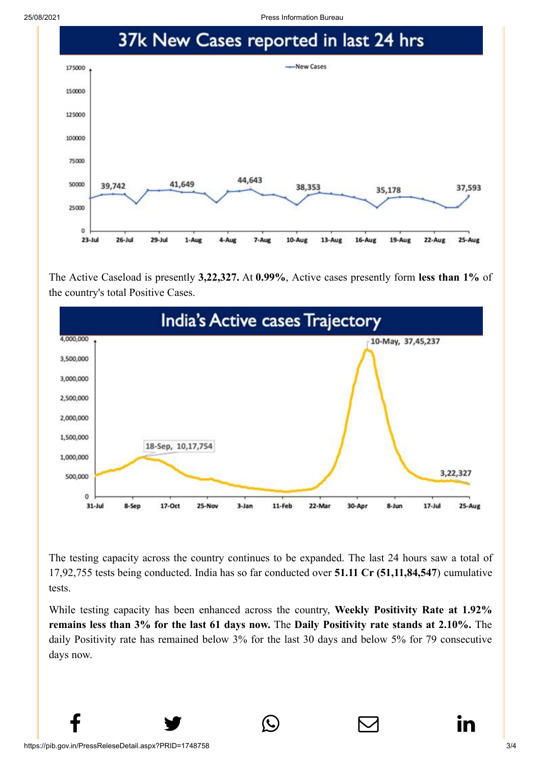## 37k New Cases reported in last 24 hrs

The Active Caseload is presently **3,22,327.** At **0.99%**, Active cases presently form **less than 1%** of the country's total Positive Cases.

## India's Active cases Trajectory

The testing capacity across the country continues to be expanded. The last 24 hours saw a total of 17,92,755 tests being conducted. India has so far conducted over **51.11 Cr (51,11,84,547**) cumulative tests.

While testing capacity has been enhanced across the country, **Weekly Positivity Rate at 1.92% remains less than 3% for the last 61 days now.** The **Daily Positivity rate stands at 2.10%.** The daily Positivity rate has remained below 3% for the last 30 days and below 5% for 79 consecutive days now.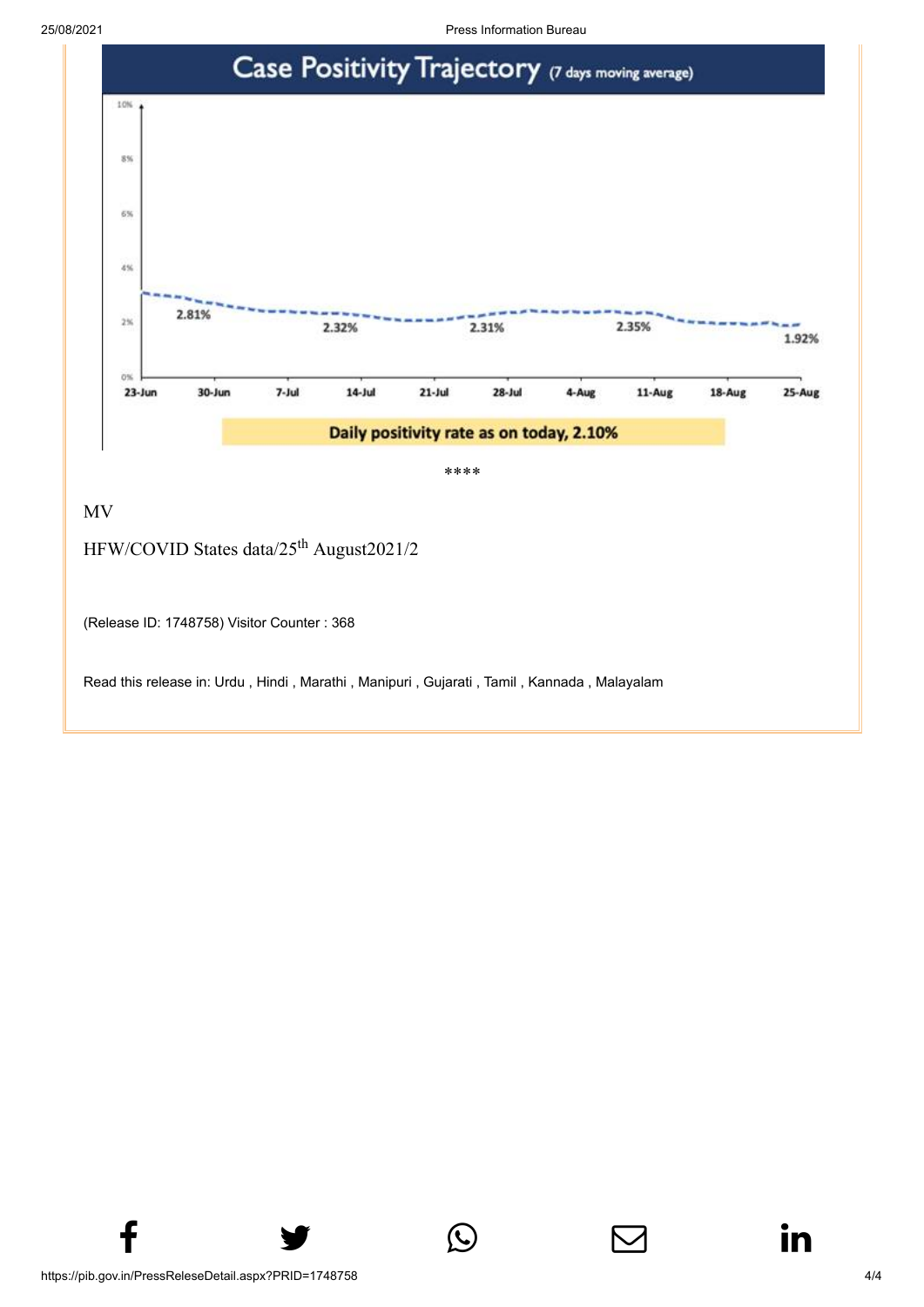## Case Positivity Trajectory (7 days moving average)

10%
8%
6%
4%
2%
0%

2.81%
2.32%
2.31%
2.35%
1.92%

23-Jun
30-Jun
7-Jul
14-Jul
21-Jul
28-Jul
4-Aug
11-Aug
18-Aug
25-Aug

**Daily positivity rate as on today, 2.10%**

****

MV

HFW/COVID States data/25th August2021/2

(Release ID: 1748758) Visitor Counter : 368

Read this release in: Urdu , Hindi , Marathi , Manipuri , Gujarati , Tamil , Kannada , Malayalam